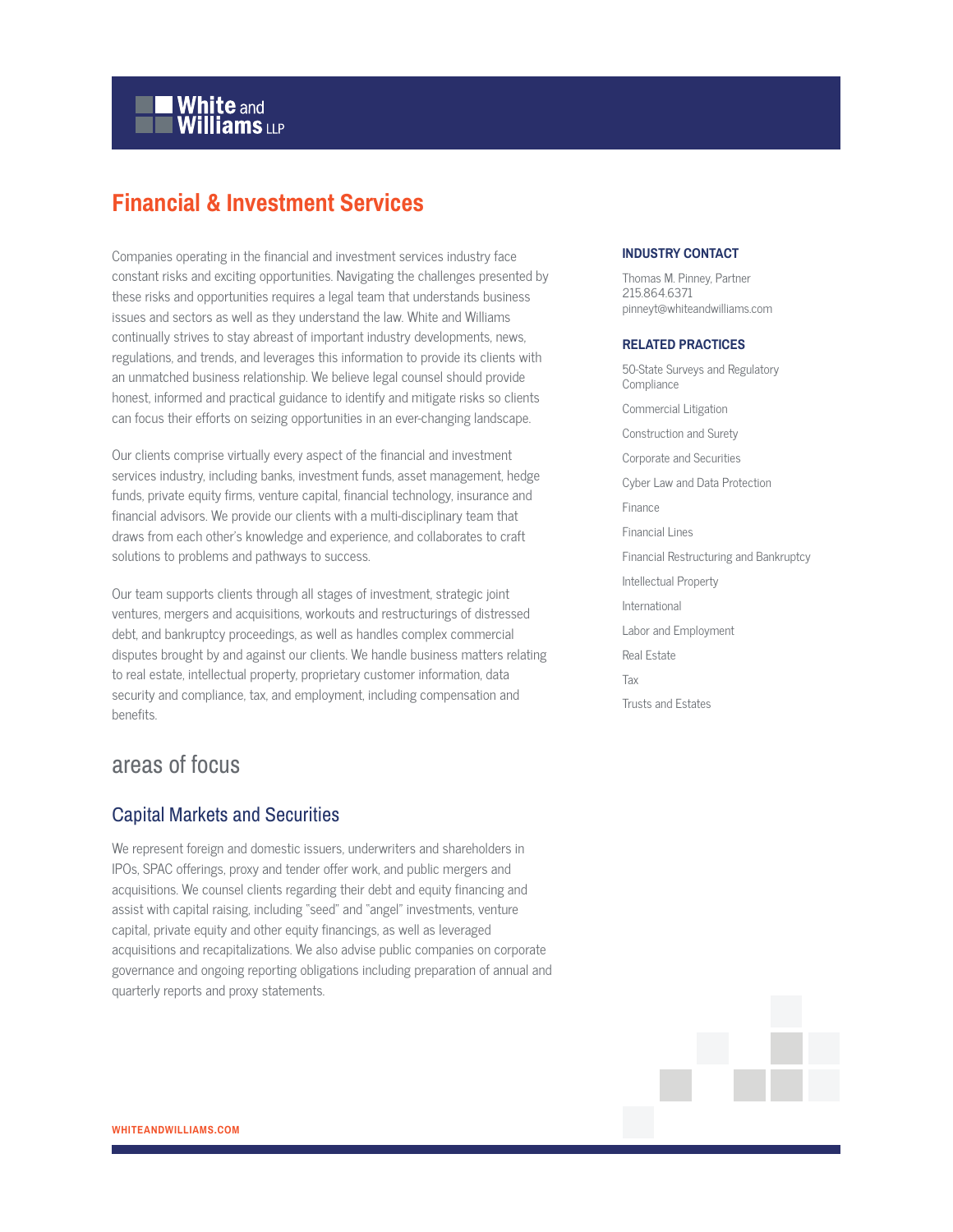White and Williams LLP

# Financial & Investment Services

Companies operating in the financial and investment services industry face constant risks and exciting opportunities. Navigating the challenges presented by these risks and opportunities requires a legal team that understands business issues and sectors as well as they understand the law. White and Williams continually strives to stay abreast of important industry developments, news, regulations, and trends, and leverages this information to provide its clients with an unmatched business relationship. We believe legal counsel should provide honest, informed and practical guidance to identify and mitigate risks so clients can focus their efforts on seizing opportunities in an ever-changing landscape.

Our clients comprise virtually every aspect of the financial and investment services industry, including banks, investment funds, asset management, hedge funds, private equity firms, venture capital, financial technology, insurance and financial advisors. We provide our clients with a multi-disciplinary team that draws from each other's knowledge and experience, and collaborates to craft solutions to problems and pathways to success.

Our team supports clients through all stages of investment, strategic joint ventures, mergers and acquisitions, workouts and restructurings of distressed debt, and bankruptcy proceedings, as well as handles complex commercial disputes brought by and against our clients. We handle business matters relating to real estate, intellectual property, proprietary customer information, data security and compliance, tax, and employment, including compensation and benefits.

## areas of focus

### Capital Markets and Securities

We represent foreign and domestic issuers, underwriters and shareholders in IPOs, SPAC offerings, proxy and tender offer work, and public mergers and acquisitions. We counsel clients regarding their debt and equity financing and assist with capital raising, including "seed" and "angel" investments, venture capital, private equity and other equity financings, as well as leveraged acquisitions and recapitalizations. We also advise public companies on corporate governance and ongoing reporting obligations including preparation of annual and quarterly reports and proxy statements.

#### INDUSTRY CONTACT

Thomas M. Pinney, Partner
215.864.6371
pinneyt@whiteandwilliams.com

#### RELATED PRACTICES

- 50-State Surveys and Regulatory Compliance
- Commercial Litigation
- Construction and Surety
- Corporate and Securities
- Cyber Law and Data Protection
- Finance
- Financial Lines
- Financial Restructuring and Bankruptcy
- Intellectual Property
- International
- Labor and Employment
- Real Estate
- Tax
- Trusts and Estates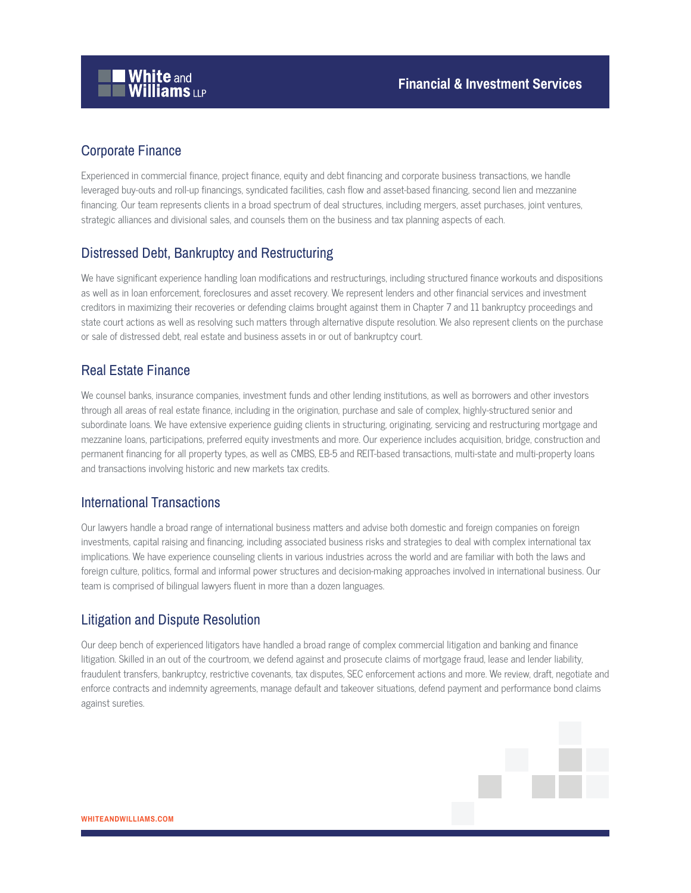## Corporate Finance

Experienced in commercial finance, project finance, equity and debt financing and corporate business transactions, we handle leveraged buy-outs and roll-up financings, syndicated facilities, cash flow and asset-based financing, second lien and mezzanine financing. Our team represents clients in a broad spectrum of deal structures, including mergers, asset purchases, joint ventures, strategic alliances and divisional sales, and counsels them on the business and tax planning aspects of each.

## Distressed Debt, Bankruptcy and Restructuring

We have significant experience handling loan modifications and restructurings, including structured finance workouts and dispositions as well as in loan enforcement, foreclosures and asset recovery. We represent lenders and other financial services and investment creditors in maximizing their recoveries or defending claims brought against them in Chapter 7 and 11 bankruptcy proceedings and state court actions as well as resolving such matters through alternative dispute resolution. We also represent clients on the purchase or sale of distressed debt, real estate and business assets in or out of bankruptcy court.

## Real Estate Finance

We counsel banks, insurance companies, investment funds and other lending institutions, as well as borrowers and other investors through all areas of real estate finance, including in the origination, purchase and sale of complex, highly-structured senior and subordinate loans. We have extensive experience guiding clients in structuring, originating, servicing and restructuring mortgage and mezzanine loans, participations, preferred equity investments and more. Our experience includes acquisition, bridge, construction and permanent financing for all property types, as well as CMBS, EB-5 and REIT-based transactions, multi-state and multi-property loans and transactions involving historic and new markets tax credits.

## International Transactions

Our lawyers handle a broad range of international business matters and advise both domestic and foreign companies on foreign investments, capital raising and financing, including associated business risks and strategies to deal with complex international tax implications. We have experience counseling clients in various industries across the world and are familiar with both the laws and foreign culture, politics, formal and informal power structures and decision-making approaches involved in international business. Our team is comprised of bilingual lawyers fluent in more than a dozen languages.

## Litigation and Dispute Resolution

Our deep bench of experienced litigators have handled a broad range of complex commercial litigation and banking and finance litigation. Skilled in an out of the courtroom, we defend against and prosecute claims of mortgage fraud, lease and lender liability, fraudulent transfers, bankruptcy, restrictive covenants, tax disputes, SEC enforcement actions and more. We review, draft, negotiate and enforce contracts and indemnity agreements, manage default and takeover situations, defend payment and performance bond claims against sureties.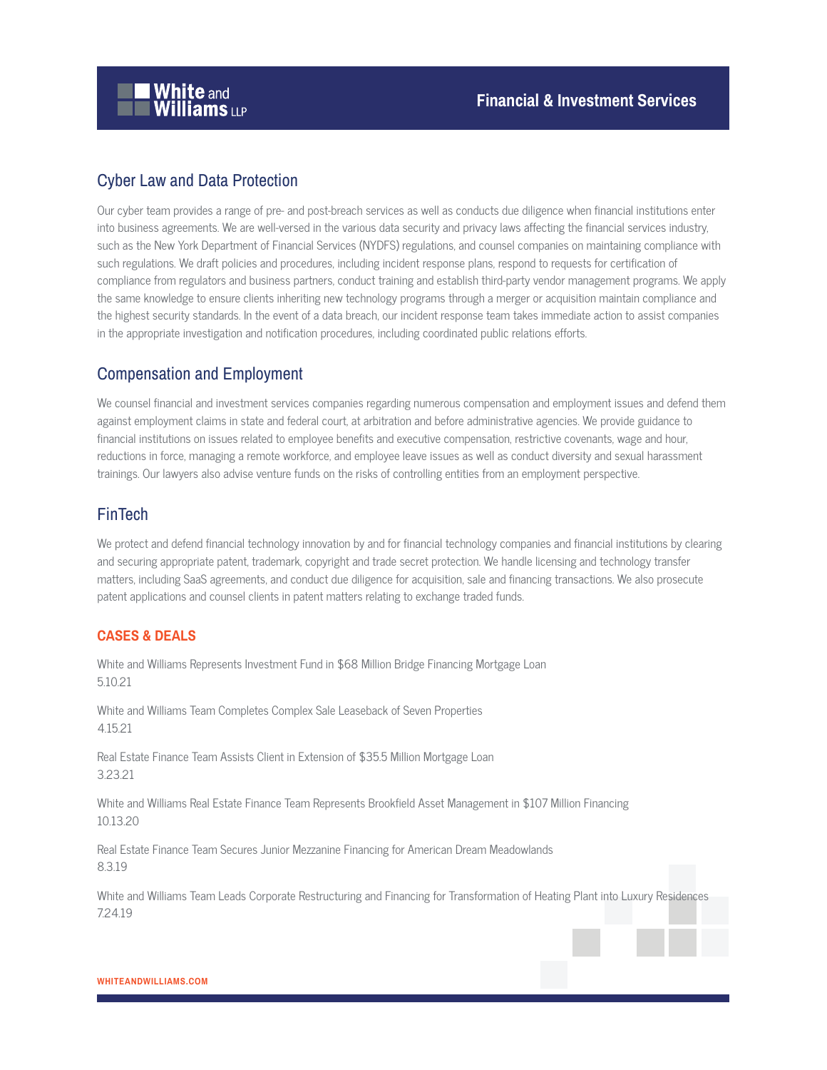## Cyber Law and Data Protection

Our cyber team provides a range of pre- and post-breach services as well as conducts due diligence when financial institutions enter into business agreements. We are well-versed in the various data security and privacy laws affecting the financial services industry, such as the New York Department of Financial Services (NYDFS) regulations, and counsel companies on maintaining compliance with such regulations. We draft policies and procedures, including incident response plans, respond to requests for certification of compliance from regulators and business partners, conduct training and establish third-party vendor management programs. We apply the same knowledge to ensure clients inheriting new technology programs through a merger or acquisition maintain compliance and the highest security standards. In the event of a data breach, our incident response team takes immediate action to assist companies in the appropriate investigation and notification procedures, including coordinated public relations efforts.

## Compensation and Employment

We counsel financial and investment services companies regarding numerous compensation and employment issues and defend them against employment claims in state and federal court, at arbitration and before administrative agencies. We provide guidance to financial institutions on issues related to employee benefits and executive compensation, restrictive covenants, wage and hour, reductions in force, managing a remote workforce, and employee leave issues as well as conduct diversity and sexual harassment trainings. Our lawyers also advise venture funds on the risks of controlling entities from an employment perspective.

## FinTech

We protect and defend financial technology innovation by and for financial technology companies and financial institutions by clearing and securing appropriate patent, trademark, copyright and trade secret protection. We handle licensing and technology transfer matters, including SaaS agreements, and conduct due diligence for acquisition, sale and financing transactions. We also prosecute patent applications and counsel clients in patent matters relating to exchange traded funds.

### CASES & DEALS

White and Williams Represents Investment Fund in $68 Million Bridge Financing Mortgage Loan
5.10.21

White and Williams Team Completes Complex Sale Leaseback of Seven Properties
4.15.21

Real Estate Finance Team Assists Client in Extension of $35.5 Million Mortgage Loan
3.23.21

White and Williams Real Estate Finance Team Represents Brookfield Asset Management in $107 Million Financing
10.13.20

Real Estate Finance Team Secures Junior Mezzanine Financing for American Dream Meadowlands
8.3.19

White and Williams Team Leads Corporate Restructuring and Financing for Transformation of Heating Plant into Luxury Residences
7.24.19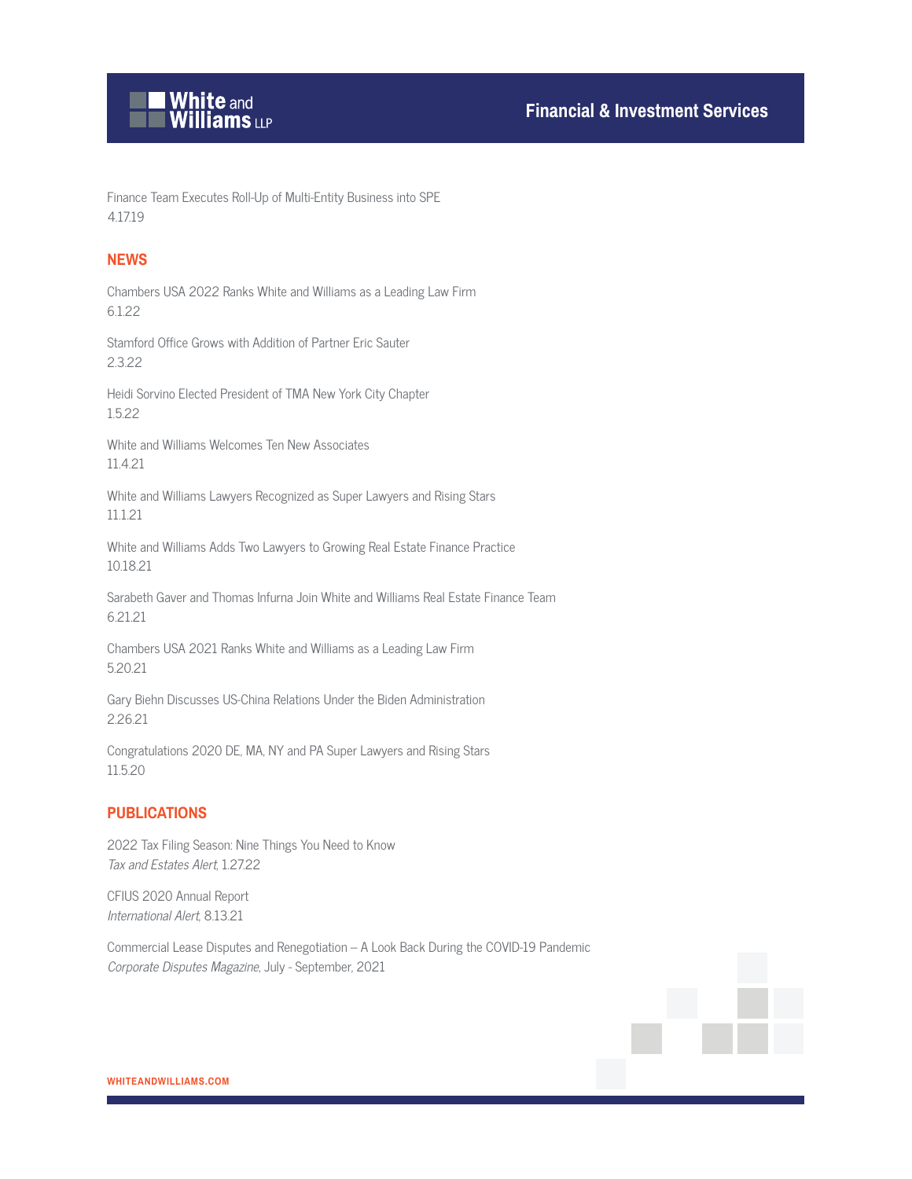Finance Team Executes Roll-Up of Multi-Entity Business into SPE
4.17.19

## NEWS

Chambers USA 2022 Ranks White and Williams as a Leading Law Firm
6.1.22

Stamford Office Grows with Addition of Partner Eric Sauter
2.3.22

Heidi Sorvino Elected President of TMA New York City Chapter
1.5.22

White and Williams Welcomes Ten New Associates
11.4.21

White and Williams Lawyers Recognized as Super Lawyers and Rising Stars
11.1.21

White and Williams Adds Two Lawyers to Growing Real Estate Finance Practice
10.18.21

Sarabeth Gaver and Thomas Infurna Join White and Williams Real Estate Finance Team
6.21.21

Chambers USA 2021 Ranks White and Williams as a Leading Law Firm
5.20.21

Gary Biehn Discusses US-China Relations Under the Biden Administration
2.26.21

Congratulations 2020 DE, MA, NY and PA Super Lawyers and Rising Stars
11.5.20

## PUBLICATIONS

2022 Tax Filing Season: Nine Things You Need to Know
*Tax and Estates Alert*, 1.27.22

CFIUS 2020 Annual Report
*International Alert*, 8.13.21

Commercial Lease Disputes and Renegotiation – A Look Back During the COVID-19 Pandemic
*Corporate Disputes Magazine*, July - September, 2021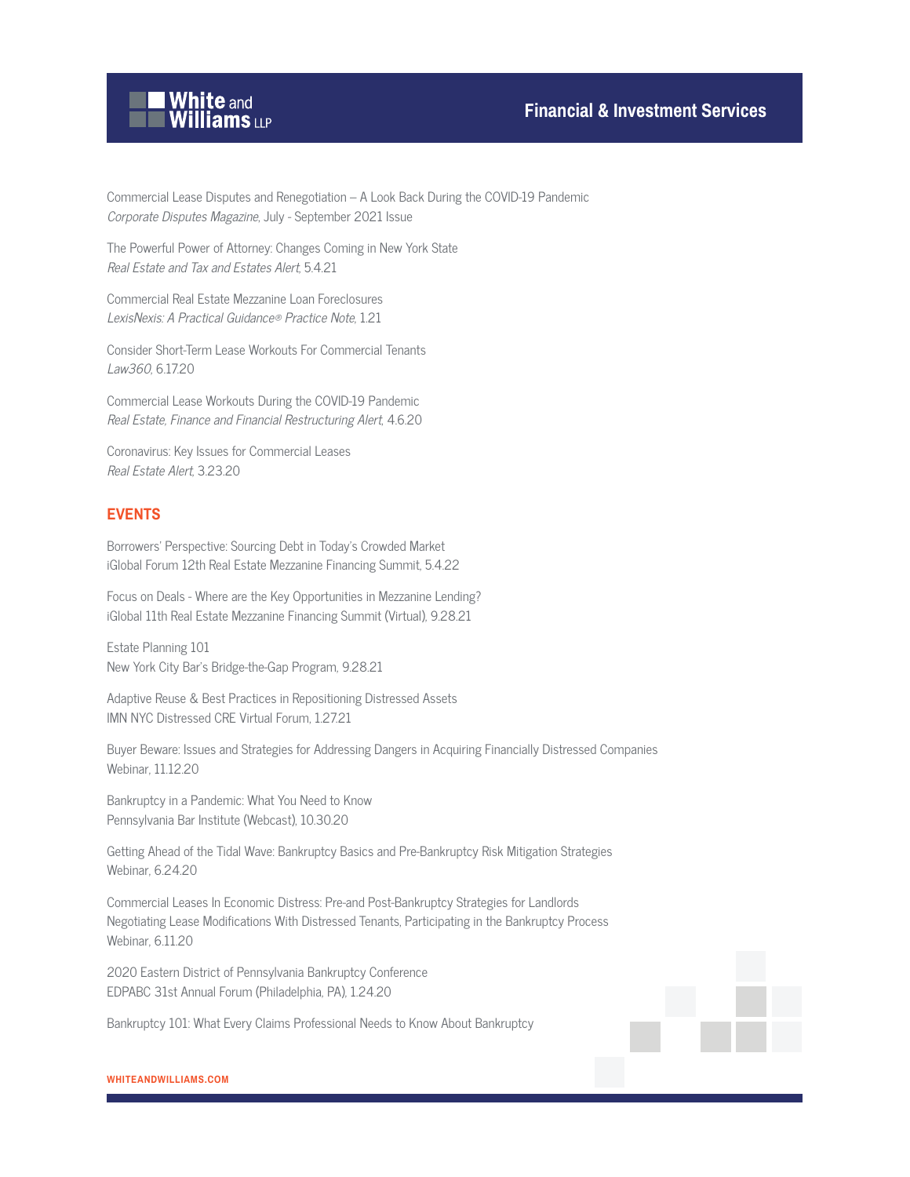Commercial Lease Disputes and Renegotiation – A Look Back During the COVID-19 Pandemic
*Corporate Disputes Magazine*, July - September 2021 Issue

The Powerful Power of Attorney: Changes Coming in New York State
*Real Estate and Tax and Estates Alert*, 5.4.21

Commercial Real Estate Mezzanine Loan Foreclosures
*LexisNexis: A Practical Guidance® Practice Note*, 1.21

Consider Short-Term Lease Workouts For Commercial Tenants
*Law360*, 6.17.20

Commercial Lease Workouts During the COVID-19 Pandemic
*Real Estate, Finance and Financial Restructuring Alert*, 4.6.20

Coronavirus: Key Issues for Commercial Leases
*Real Estate Alert*, 3.23.20

## EVENTS

Borrowers' Perspective: Sourcing Debt in Today's Crowded Market
iGlobal Forum 12th Real Estate Mezzanine Financing Summit, 5.4.22

Focus on Deals - Where are the Key Opportunities in Mezzanine Lending?
iGlobal 11th Real Estate Mezzanine Financing Summit (Virtual), 9.28.21

Estate Planning 101
New York City Bar's Bridge-the-Gap Program, 9.28.21

Adaptive Reuse & Best Practices in Repositioning Distressed Assets
IMN NYC Distressed CRE Virtual Forum, 1.27.21

Buyer Beware: Issues and Strategies for Addressing Dangers in Acquiring Financially Distressed Companies
Webinar, 11.12.20

Bankruptcy in a Pandemic: What You Need to Know
Pennsylvania Bar Institute (Webcast), 10.30.20

Getting Ahead of the Tidal Wave: Bankruptcy Basics and Pre-Bankruptcy Risk Mitigation Strategies
Webinar, 6.24.20

Commercial Leases In Economic Distress: Pre-and Post-Bankruptcy Strategies for Landlords Negotiating Lease Modifications With Distressed Tenants, Participating in the Bankruptcy Process
Webinar, 6.11.20

2020 Eastern District of Pennsylvania Bankruptcy Conference
EDPABC 31st Annual Forum (Philadelphia, PA), 1.24.20

Bankruptcy 101: What Every Claims Professional Needs to Know About Bankruptcy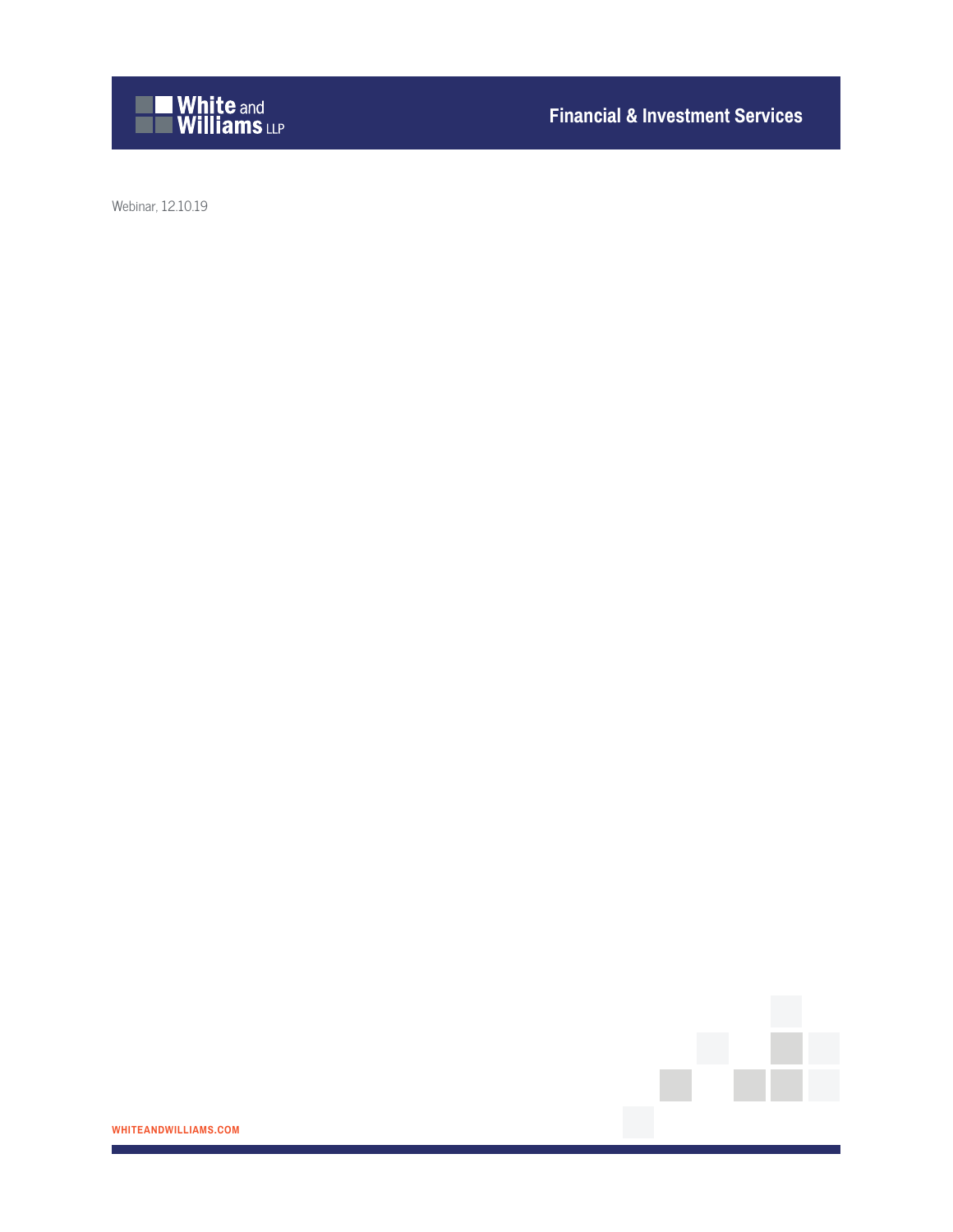White and Williams LLP

Financial & Investment Services

Webinar, 12.10.19

WHITEANDWILLIAMS.COM